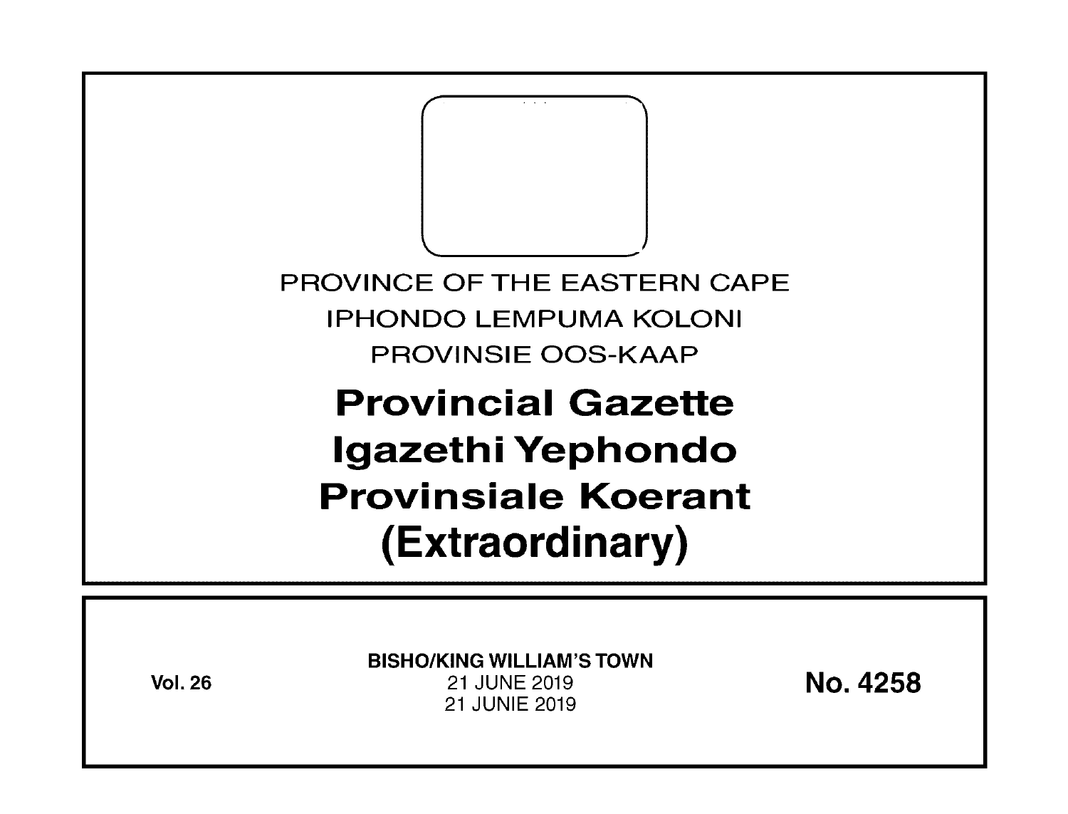PROVINCE OF THE EASTERN CAPE

IPHONDO LEMPUMA KOLONI

PROVINSIE OOS-KAAP

# Provincial Gazette
# Igazethi Yephondo
# Provinsiale Koerant
# (Extraordinary)

**Vol. 26**

**BISHO/KING WILLIAM'S TOWN**

21 JUNE 2019

21 JUNIE 2019

**No. 4258**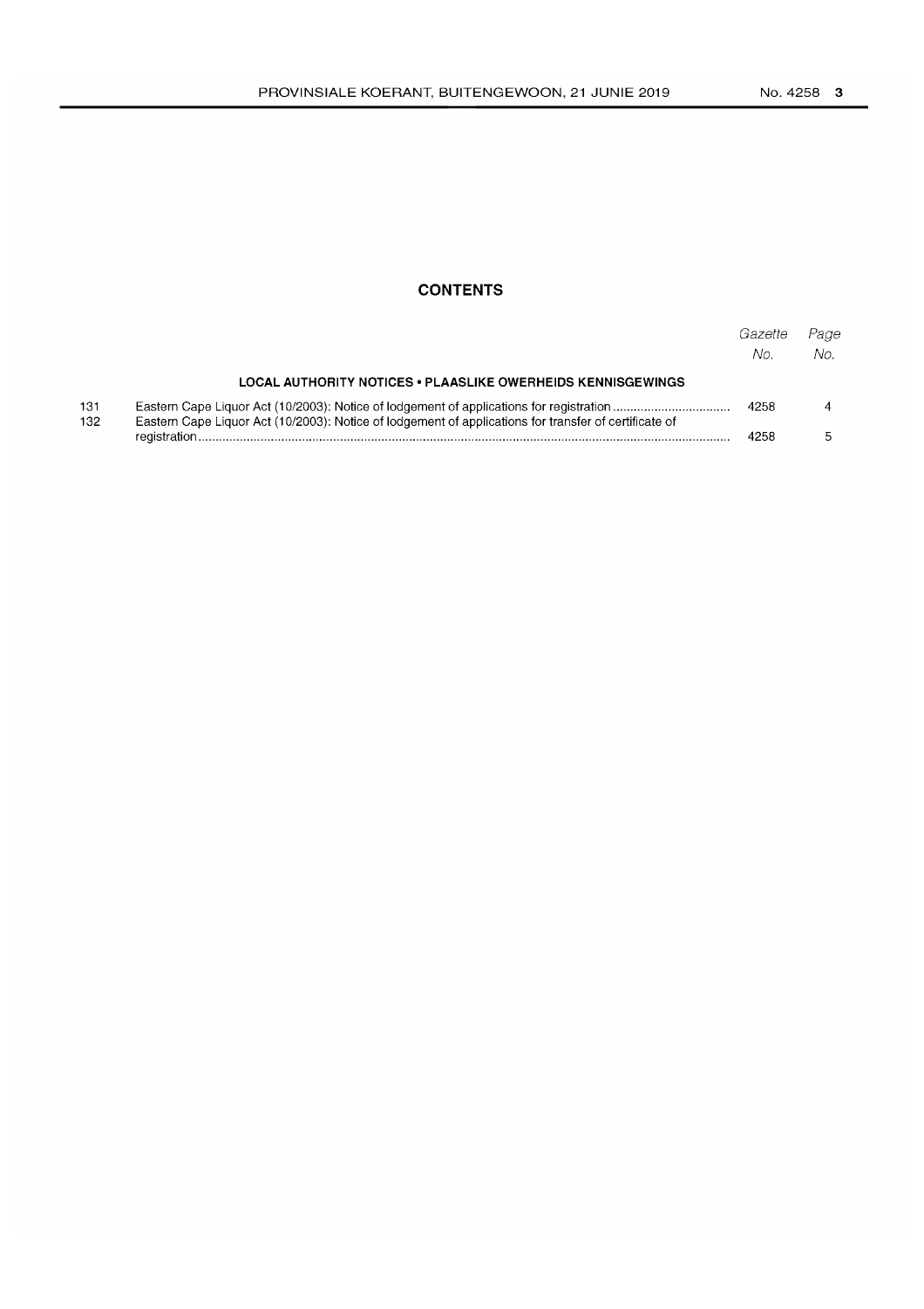## CONTENTS

| | | Gazette No. | Page No. |
|---|---|---|---|
| | **LOCAL AUTHORITY NOTICES • PLAASLIKE OWERHEIDS KENNISGEWINGS** | | |
| 131 | Eastern Cape Liquor Act (10/2003): Notice of lodgement of applications for registration | 4258 | 4 |
| 132 | Eastern Cape Liquor Act (10/2003): Notice of lodgement of applications for transfer of certificate of registration | 4258 | 5 |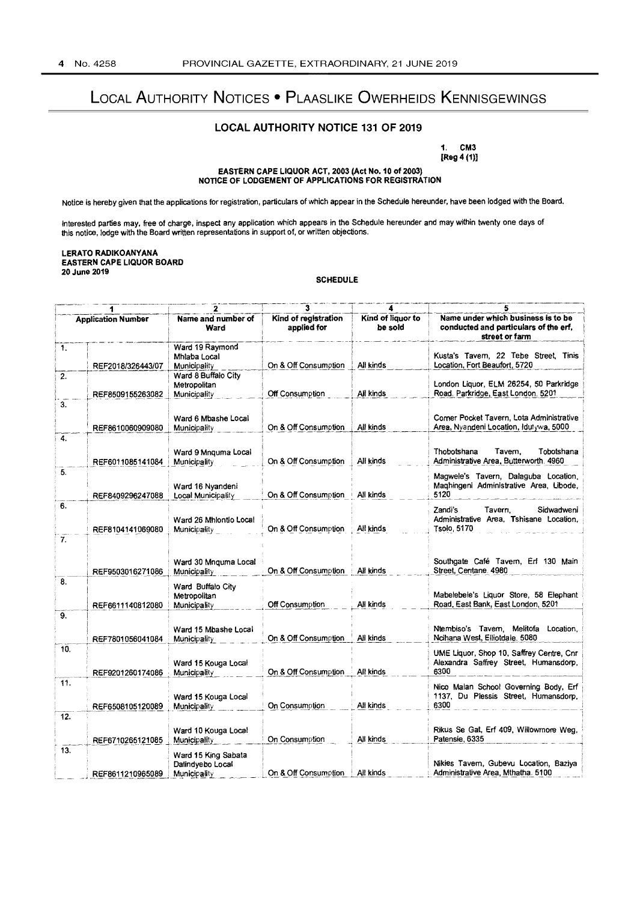# Local Authority Notices • Plaaslike Owerheids Kennisgewings

## LOCAL AUTHORITY NOTICE 131 OF 2019

1. CM3
[Reg 4 (1)]

**EASTERN CAPE LIQUOR ACT, 2003 (Act No. 10 of 2003)**
**NOTICE OF LODGEMENT OF APPLICATIONS FOR REGISTRATION**

Notice is hereby given that the applications for registration, particulars of which appear in the Schedule hereunder, have been lodged with the Board.

Interested parties may, free of charge, inspect any application which appears in the Schedule hereunder and may within twenty one days of this notice, lodge with the Board written representations in support of, or written objections.

**LERATO RADIKOANYANA**
**EASTERN CAPE LIQUOR BOARD**
**20 June 2019**

**SCHEDULE**

| 1 | | 2 | 3 | 4 | 5 |
|---|---|---|---|---|---|
| **Application Number** | | **Name and number of Ward** | **Kind of registration applied for** | **Kind of liquor to be sold** | **Name under which business is to be conducted and particulars of the erf, street or farm** |
| 1. | REF2018/326443/07 | Ward 19 Raymond Mhlaba Local Municipality | On & Off Consumption | All kinds | Kusta's Tavern, 22 Tebe Street, Tinis Location, Fort Beaufort, 5720 |
| 2. | REF8509155263082 | Ward 8 Buffalo City Metropolitan Municipality | Off Consumption | All kinds | London Liquor, ELM 26254, 50 Parkridge Road, Parkridge, East London, 5201 |
| 3. | REF8610060909080 | Ward 6 Mbashe Local Municipality | On & Off Consumption | All kinds | Corner Pocket Tavern, Lota Administrative Area, Nyandeni Location, Idutywa, 5000 |
| 4. | REF6011085141084 | Ward 9 Mnquma Local Municipality | On & Off Consumption | All kinds | Thobotshana Tavern, Tobotshana Administrative Area, Butterworth, 4960 |
| 5. | REF8409296247088 | Ward 16 Nyandeni Local Municipality | On & Off Consumption | All kinds | Magwele's Tavern, Dalaguba Location, Maqhingeni Administrative Area, Libode, 5120 |
| 6. | REF8104141069080 | Ward 26 Mhlontlo Local Municipality | On & Off Consumption | All kinds | Zandi's Tavern, Sidwadweni Administrative Area, Tshisane Location, Tsolo, 5170 |
| 7. | REF9503016271086 | Ward 30 Mnquma Local Municipality | On & Off Consumption | All kinds | Southgate Café Tavern, Erf 130 Main Street, Centane, 4980 |
| 8. | REF6611140812080 | Ward Buffalo City Metropolitan Municipality | Off Consumption | All kinds | Mabelebele's Liquor Store, 58 Elephant Road, East Bank, East London, 5201 |
| 9. | REF7801056041084 | Ward 15 Mbashe Local Municipality | On & Off Consumption | All kinds | Ntembiso's Tavern, Melitofa Location, Ncihana West, Elliotdale, 5080 |
| 10. | REF9201260174086 | Ward 15 Kouga Local Municipality | On & Off Consumption | All kinds | UME Liquor, Shop 10, Saffrey Centre, Cnr Alexandra Saffrey Street, Humansdorp, 6300 |
| 11. | REF6508105120089 | Ward 15 Kouga Local Municipality | On Consumption | All kinds | Nico Malan School Governing Body, Erf 1137, Du Plessis Street, Humansdorp, 6300 |
| 12. | REF6710265121085 | Ward 10 Kouga Local Municipality | On Consumption | All kinds | Rikus Se Gat, Erf 409, Willowmore Weg, Patensie, 6335 |
| 13. | REF8611210965089 | Ward 15 King Sabata Dalindyebo Local Municipality | On & Off Consumption | All kinds | Nikies Tavern, Gubevu Location, Baziya Administrative Area, Mthatha, 5100 |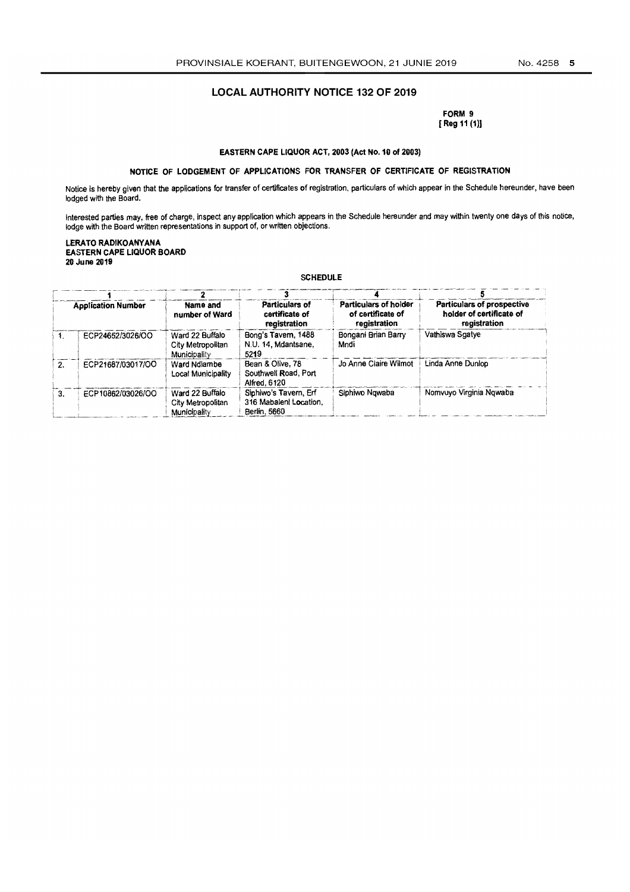## LOCAL AUTHORITY NOTICE 132 OF 2019

**FORM 9**
**[ Reg 11 (1)]**

**EASTERN CAPE LIQUOR ACT, 2003 (Act No. 10 of 2003)**

**NOTICE OF LODGEMENT OF APPLICATIONS FOR TRANSFER OF CERTIFICATE OF REGISTRATION**

Notice is hereby given that the applications for transfer of certificates of registration, particulars of which appear in the Schedule hereunder, have been lodged with the Board.

Interested parties may, free of charge, inspect any application which appears in the Schedule hereunder and may within twenty one days of this notice, lodge with the Board written representations in support of, or written objections.

**LERATO RADIKOANYANA**
**EASTERN CAPE LIQUOR BOARD**
**20 June 2019**

**SCHEDULE**

| 1 | | 2 | 3 | 4 | 5 |
|---|---|---|---|---|---|
| **Application Number** | | **Name and number of Ward** | **Particulars of certificate of registration** | **Particulars of holder of certificate of registration** | **Particulars of prospective holder of certificate of registration** |
| 1. | ECP24652/3026/OO | Ward 22 Buffalo City Metropolitan Municipality | Bong's Tavern, 1488 N.U. 14, Mdantsane, 5219 | Bongani Brian Barry Mndi | Vathiswa Sgatye |
| 2. | ECP21687/03017/OO | Ward Ndlambe Local Municipality | Bean & Olive, 78 Southwell Road, Port Alfred, 6120 | Jo Anne Claire Wilmot | Linda Anne Dunlop |
| 3. | ECP10862/03026/OO | Ward 22 Buffalo City Metropolitan Municipality | Siphiwo's Tavern, Erf 316 Mabaleni Location, Berlin, 5660 | Siphiwo Nqwaba | Nomvuyo Virginia Nqwaba |